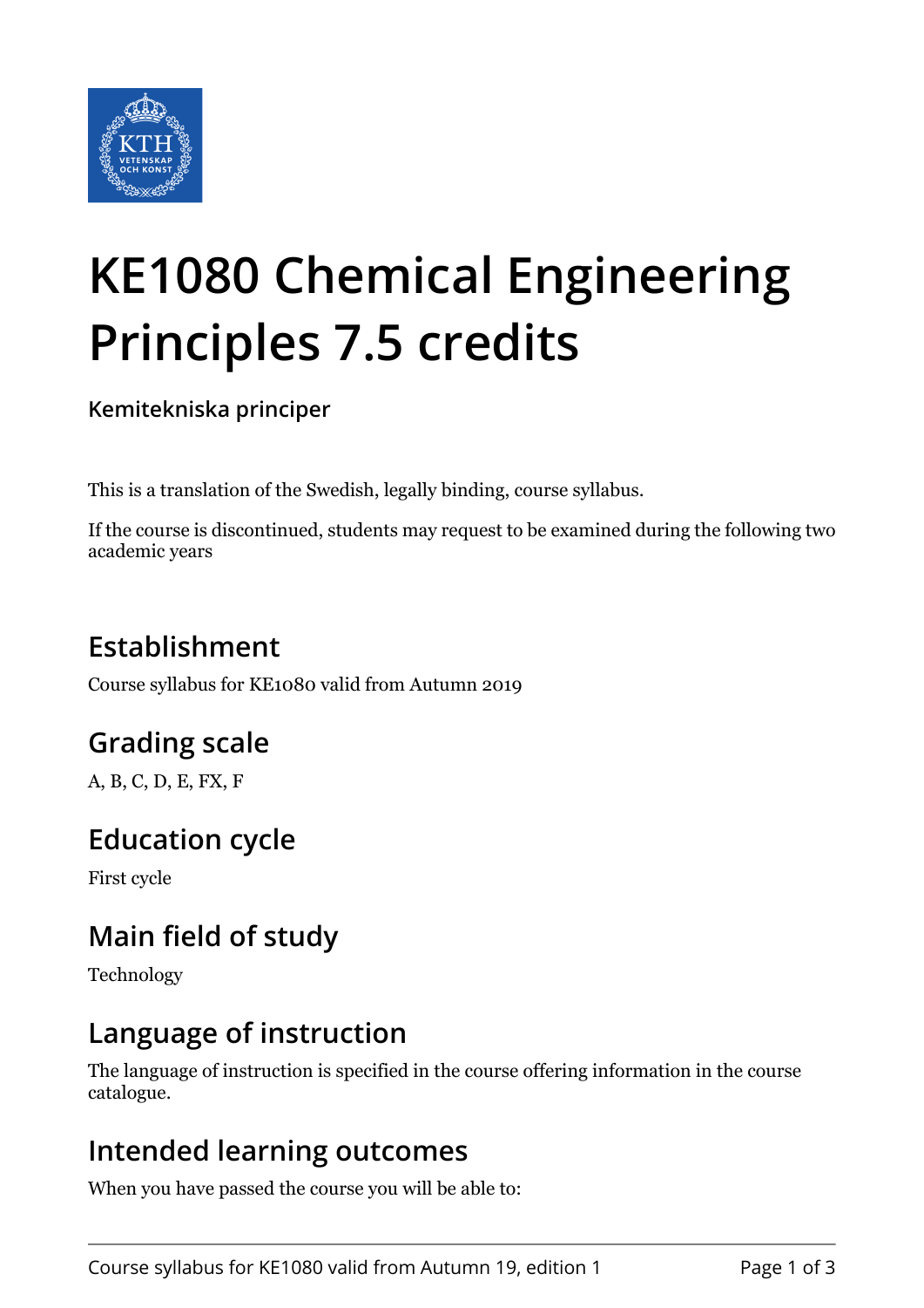# KE1080 Chemical Engineering Principles 7.5 credits

**Kemitekniska principer**

This is a translation of the Swedish, legally binding, course syllabus.

If the course is discontinued, students may request to be examined during the following two academic years

## Establishment

Course syllabus for KE1080 valid from Autumn 2019

## Grading scale

A, B, C, D, E, FX, F

## Education cycle

First cycle

## Main field of study

Technology

## Language of instruction

The language of instruction is specified in the course offering information in the course catalogue.

## Intended learning outcomes

When you have passed the course you will be able to: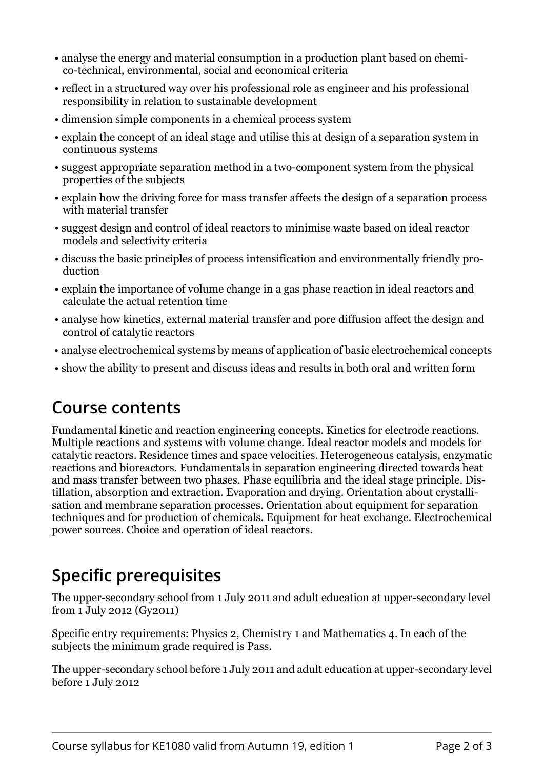- analyse the energy and material consumption in a production plant based on chemico-technical, environmental, social and economical criteria
- reflect in a structured way over his professional role as engineer and his professional responsibility in relation to sustainable development
- dimension simple components in a chemical process system
- explain the concept of an ideal stage and utilise this at design of a separation system in continuous systems
- suggest appropriate separation method in a two-component system from the physical properties of the subjects
- explain how the driving force for mass transfer affects the design of a separation process with material transfer
- suggest design and control of ideal reactors to minimise waste based on ideal reactor models and selectivity criteria
- discuss the basic principles of process intensification and environmentally friendly production
- explain the importance of volume change in a gas phase reaction in ideal reactors and calculate the actual retention time
- analyse how kinetics, external material transfer and pore diffusion affect the design and control of catalytic reactors
- analyse electrochemical systems by means of application of basic electrochemical concepts
- show the ability to present and discuss ideas and results in both oral and written form

## Course contents

Fundamental kinetic and reaction engineering concepts. Kinetics for electrode reactions. Multiple reactions and systems with volume change. Ideal reactor models and models for catalytic reactors. Residence times and space velocities. Heterogeneous catalysis, enzymatic reactions and bioreactors. Fundamentals in separation engineering directed towards heat and mass transfer between two phases. Phase equilibria and the ideal stage principle. Distillation, absorption and extraction. Evaporation and drying. Orientation about crystallisation and membrane separation processes. Orientation about equipment for separation techniques and for production of chemicals. Equipment for heat exchange. Electrochemical power sources. Choice and operation of ideal reactors.

## Specific prerequisites

The upper-secondary school from 1 July 2011 and adult education at upper-secondary level from 1 July 2012 (Gy2011)

Specific entry requirements: Physics 2, Chemistry 1 and Mathematics 4. In each of the subjects the minimum grade required is Pass.

The upper-secondary school before 1 July 2011 and adult education at upper-secondary level before 1 July 2012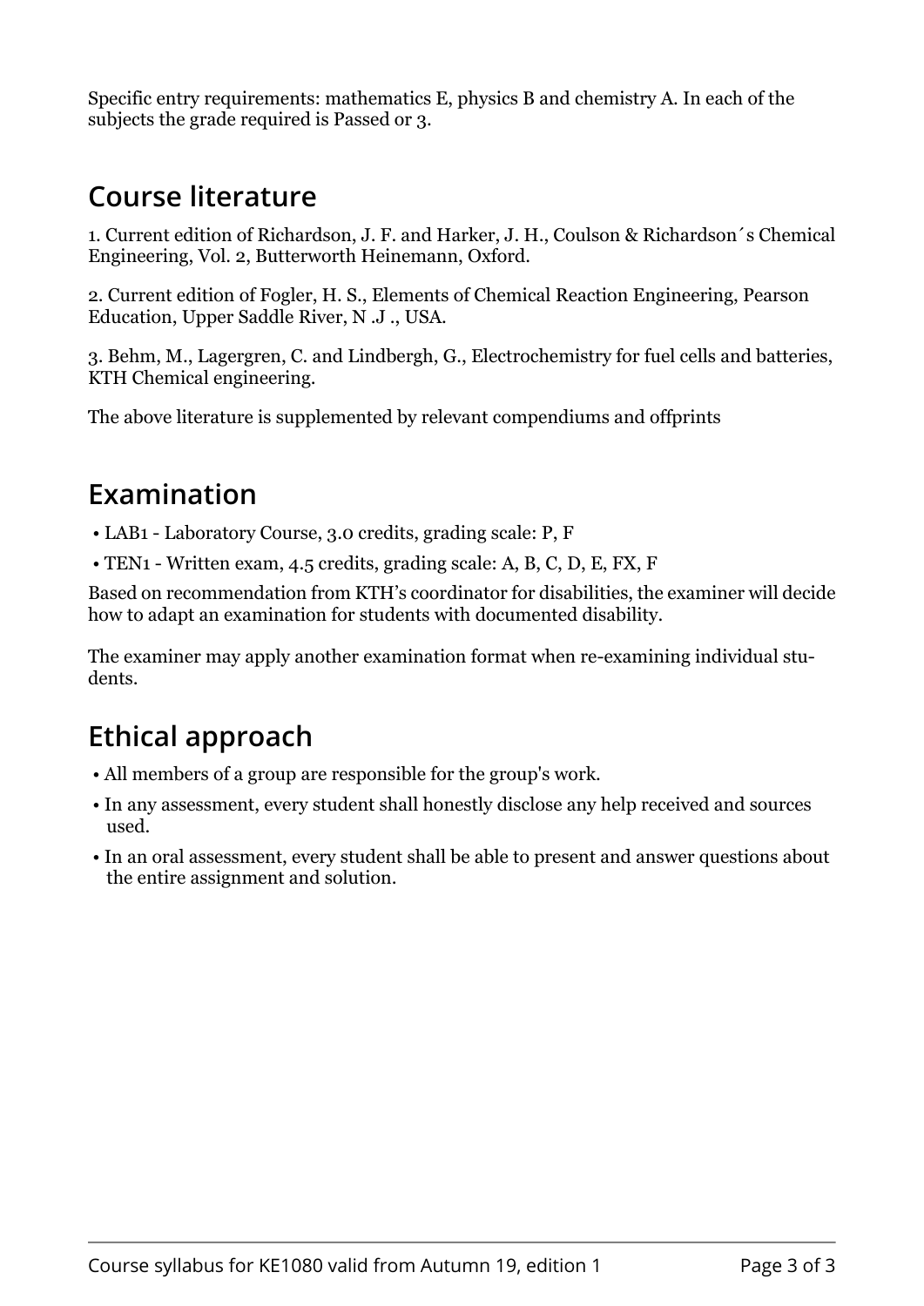Specific entry requirements: mathematics E, physics B and chemistry A. In each of the subjects the grade required is Passed or 3.

## Course literature

1. Current edition of Richardson, J. F. and Harker, J. H., Coulson & Richardson´s Chemical Engineering, Vol. 2, Butterworth Heinemann, Oxford.

2. Current edition of Fogler, H. S., Elements of Chemical Reaction Engineering, Pearson Education, Upper Saddle River, N .J ., USA.

3. Behm, M., Lagergren, C. and Lindbergh, G., Electrochemistry for fuel cells and batteries, KTH Chemical engineering.

The above literature is supplemented by relevant compendiums and offprints

## Examination

- LAB1 - Laboratory Course, 3.0 credits, grading scale: P, F
- TEN1 - Written exam, 4.5 credits, grading scale: A, B, C, D, E, FX, F

Based on recommendation from KTH's coordinator for disabilities, the examiner will decide how to adapt an examination for students with documented disability.

The examiner may apply another examination format when re-examining individual students.

## Ethical approach

- All members of a group are responsible for the group's work.
- In any assessment, every student shall honestly disclose any help received and sources used.
- In an oral assessment, every student shall be able to present and answer questions about the entire assignment and solution.